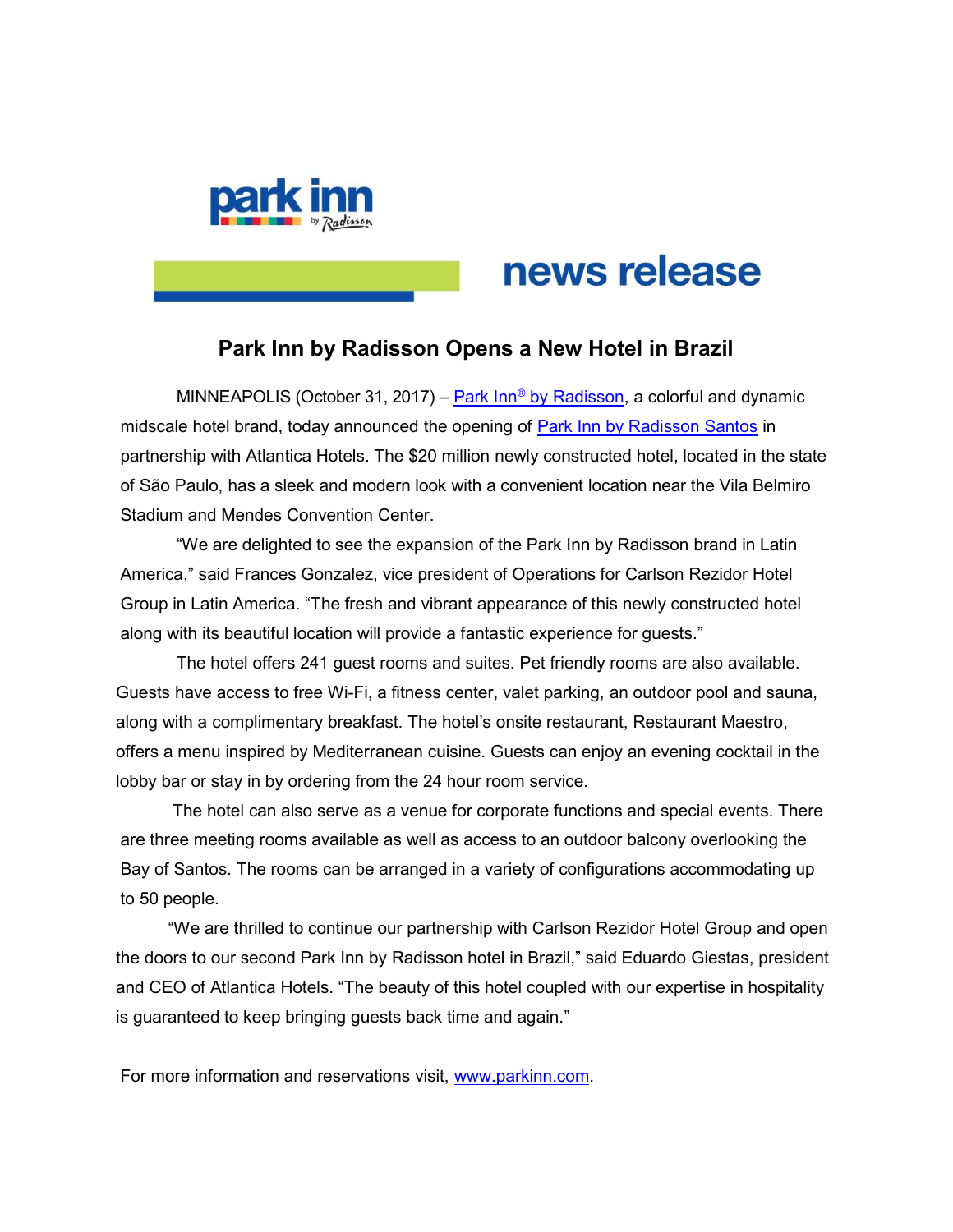park inn by Radisson

news release

# Park Inn by Radisson Opens a New Hotel in Brazil

MINNEAPOLIS (October 31, 2017) – Park Inn® by Radisson, a colorful and dynamic midscale hotel brand, today announced the opening of Park Inn by Radisson Santos in partnership with Atlantica Hotels. The $20 million newly constructed hotel, located in the state of São Paulo, has a sleek and modern look with a convenient location near the Vila Belmiro Stadium and Mendes Convention Center.

"We are delighted to see the expansion of the Park Inn by Radisson brand in Latin America," said Frances Gonzalez, vice president of Operations for Carlson Rezidor Hotel Group in Latin America. "The fresh and vibrant appearance of this newly constructed hotel along with its beautiful location will provide a fantastic experience for guests."

The hotel offers 241 guest rooms and suites. Pet friendly rooms are also available. Guests have access to free Wi-Fi, a fitness center, valet parking, an outdoor pool and sauna, along with a complimentary breakfast. The hotel's onsite restaurant, Restaurant Maestro, offers a menu inspired by Mediterranean cuisine. Guests can enjoy an evening cocktail in the lobby bar or stay in by ordering from the 24 hour room service.

The hotel can also serve as a venue for corporate functions and special events. There are three meeting rooms available as well as access to an outdoor balcony overlooking the Bay of Santos. The rooms can be arranged in a variety of configurations accommodating up to 50 people.

"We are thrilled to continue our partnership with Carlson Rezidor Hotel Group and open the doors to our second Park Inn by Radisson hotel in Brazil," said Eduardo Giestas, president and CEO of Atlantica Hotels. "The beauty of this hotel coupled with our expertise in hospitality is guaranteed to keep bringing guests back time and again."

For more information and reservations visit, www.parkinn.com.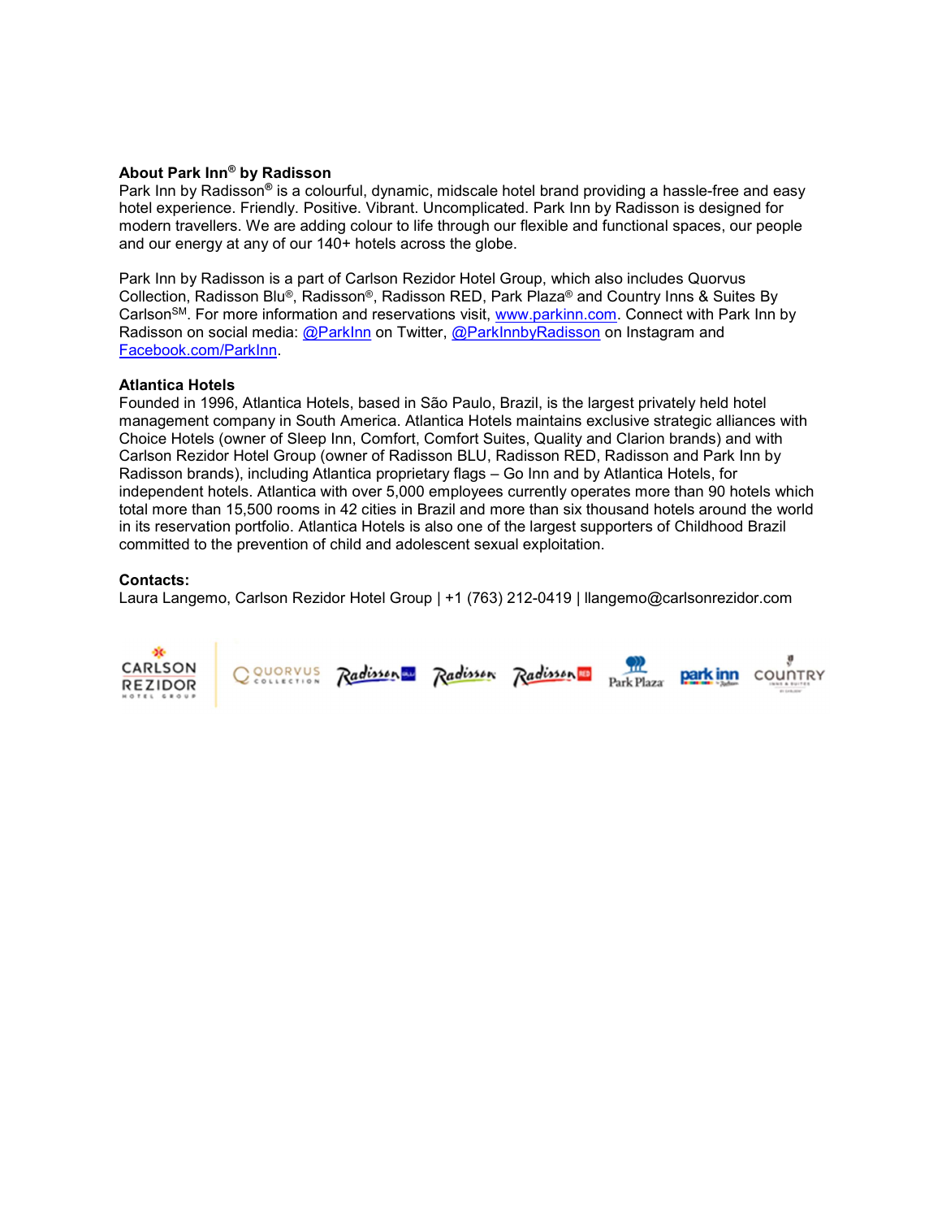**About Park Inn® by Radisson**

Park Inn by Radisson® is a colourful, dynamic, midscale hotel brand providing a hassle-free and easy hotel experience. Friendly. Positive. Vibrant. Uncomplicated. Park Inn by Radisson is designed for modern travellers. We are adding colour to life through our flexible and functional spaces, our people and our energy at any of our 140+ hotels across the globe.

Park Inn by Radisson is a part of Carlson Rezidor Hotel Group, which also includes Quorvus Collection, Radisson Blu®, Radisson®, Radisson RED, Park Plaza® and Country Inns & Suites By Carlson℠. For more information and reservations visit, www.parkinn.com. Connect with Park Inn by Radisson on social media: @ParkInn on Twitter, @ParkInnbyRadisson on Instagram and Facebook.com/ParkInn.

**Atlantica Hotels**

Founded in 1996, Atlantica Hotels, based in São Paulo, Brazil, is the largest privately held hotel management company in South America. Atlantica Hotels maintains exclusive strategic alliances with Choice Hotels (owner of Sleep Inn, Comfort, Comfort Suites, Quality and Clarion brands) and with Carlson Rezidor Hotel Group (owner of Radisson BLU, Radisson RED, Radisson and Park Inn by Radisson brands), including Atlantica proprietary flags – Go Inn and by Atlantica Hotels, for independent hotels. Atlantica with over 5,000 employees currently operates more than 90 hotels which total more than 15,500 rooms in 42 cities in Brazil and more than six thousand hotels around the world in its reservation portfolio. Atlantica Hotels is also one of the largest supporters of Childhood Brazil committed to the prevention of child and adolescent sexual exploitation.

**Contacts:**

Laura Langemo, Carlson Rezidor Hotel Group | +1 (763) 212-0419 | llangemo@carlsonrezidor.com